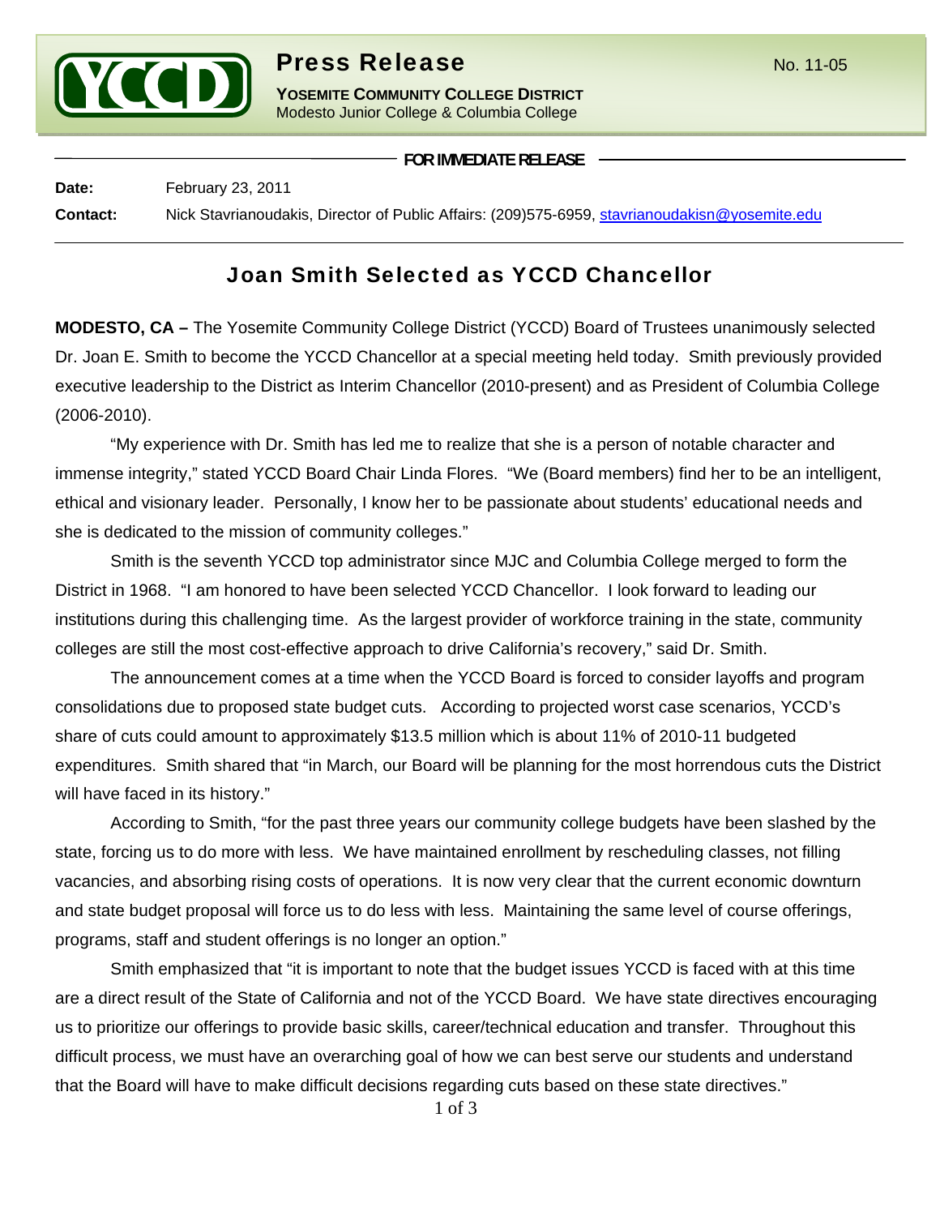# Press Release

No. 11-05

**YOSEMITE COMMUNITY COLLEGE DISTRICT**
Modesto Junior College & Columbia College

**FOR IMMEDIATE RELEASE**

**Date:** February 23, 2011

**Contact:** Nick Stavrianoudakis, Director of Public Affairs: (209)575-6959, stavrianoudakisn@yosemite.edu

## Joan Smith Selected as YCCD Chancellor

**MODESTO, CA –** The Yosemite Community College District (YCCD) Board of Trustees unanimously selected Dr. Joan E. Smith to become the YCCD Chancellor at a special meeting held today. Smith previously provided executive leadership to the District as Interim Chancellor (2010-present) and as President of Columbia College (2006-2010).

"My experience with Dr. Smith has led me to realize that she is a person of notable character and immense integrity," stated YCCD Board Chair Linda Flores. "We (Board members) find her to be an intelligent, ethical and visionary leader. Personally, I know her to be passionate about students' educational needs and she is dedicated to the mission of community colleges."

Smith is the seventh YCCD top administrator since MJC and Columbia College merged to form the District in 1968. "I am honored to have been selected YCCD Chancellor. I look forward to leading our institutions during this challenging time. As the largest provider of workforce training in the state, community colleges are still the most cost-effective approach to drive California's recovery," said Dr. Smith.

The announcement comes at a time when the YCCD Board is forced to consider layoffs and program consolidations due to proposed state budget cuts. According to projected worst case scenarios, YCCD's share of cuts could amount to approximately $13.5 million which is about 11% of 2010-11 budgeted expenditures. Smith shared that "in March, our Board will be planning for the most horrendous cuts the District will have faced in its history."

According to Smith, "for the past three years our community college budgets have been slashed by the state, forcing us to do more with less. We have maintained enrollment by rescheduling classes, not filling vacancies, and absorbing rising costs of operations. It is now very clear that the current economic downturn and state budget proposal will force us to do less with less. Maintaining the same level of course offerings, programs, staff and student offerings is no longer an option."

Smith emphasized that "it is important to note that the budget issues YCCD is faced with at this time are a direct result of the State of California and not of the YCCD Board. We have state directives encouraging us to prioritize our offerings to provide basic skills, career/technical education and transfer. Throughout this difficult process, we must have an overarching goal of how we can best serve our students and understand that the Board will have to make difficult decisions regarding cuts based on these state directives."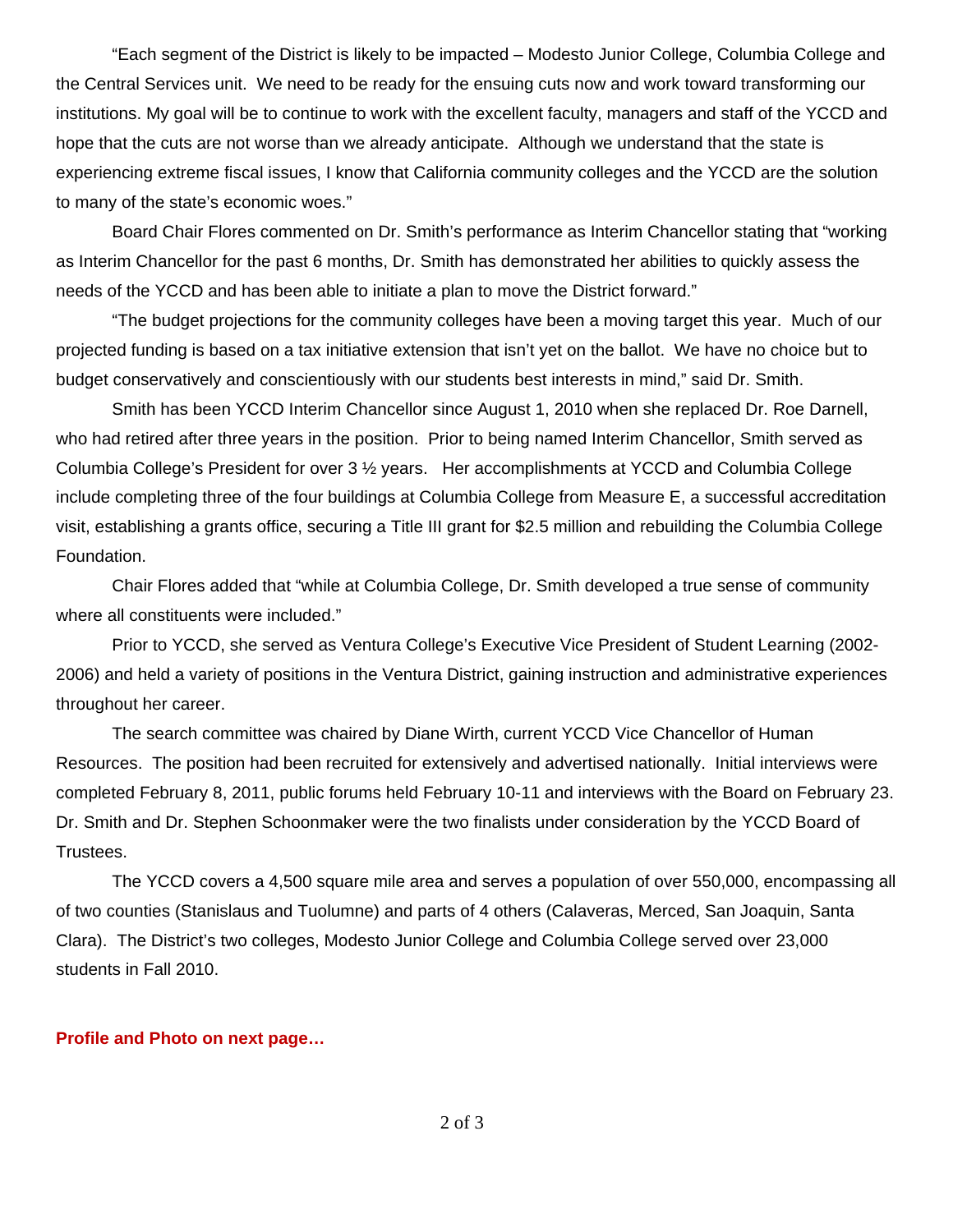"Each segment of the District is likely to be impacted – Modesto Junior College, Columbia College and the Central Services unit. We need to be ready for the ensuing cuts now and work toward transforming our institutions. My goal will be to continue to work with the excellent faculty, managers and staff of the YCCD and hope that the cuts are not worse than we already anticipate. Although we understand that the state is experiencing extreme fiscal issues, I know that California community colleges and the YCCD are the solution to many of the state's economic woes."

Board Chair Flores commented on Dr. Smith's performance as Interim Chancellor stating that "working as Interim Chancellor for the past 6 months, Dr. Smith has demonstrated her abilities to quickly assess the needs of the YCCD and has been able to initiate a plan to move the District forward."

"The budget projections for the community colleges have been a moving target this year. Much of our projected funding is based on a tax initiative extension that isn't yet on the ballot. We have no choice but to budget conservatively and conscientiously with our students best interests in mind," said Dr. Smith.

Smith has been YCCD Interim Chancellor since August 1, 2010 when she replaced Dr. Roe Darnell, who had retired after three years in the position. Prior to being named Interim Chancellor, Smith served as Columbia College's President for over 3 ½ years. Her accomplishments at YCCD and Columbia College include completing three of the four buildings at Columbia College from Measure E, a successful accreditation visit, establishing a grants office, securing a Title III grant for $2.5 million and rebuilding the Columbia College Foundation.

Chair Flores added that "while at Columbia College, Dr. Smith developed a true sense of community where all constituents were included."

Prior to YCCD, she served as Ventura College's Executive Vice President of Student Learning (2002-2006) and held a variety of positions in the Ventura District, gaining instruction and administrative experiences throughout her career.

The search committee was chaired by Diane Wirth, current YCCD Vice Chancellor of Human Resources. The position had been recruited for extensively and advertised nationally. Initial interviews were completed February 8, 2011, public forums held February 10-11 and interviews with the Board on February 23. Dr. Smith and Dr. Stephen Schoonmaker were the two finalists under consideration by the YCCD Board of Trustees.

The YCCD covers a 4,500 square mile area and serves a population of over 550,000, encompassing all of two counties (Stanislaus and Tuolumne) and parts of 4 others (Calaveras, Merced, San Joaquin, Santa Clara). The District's two colleges, Modesto Junior College and Columbia College served over 23,000 students in Fall 2010.

**Profile and Photo on next page…**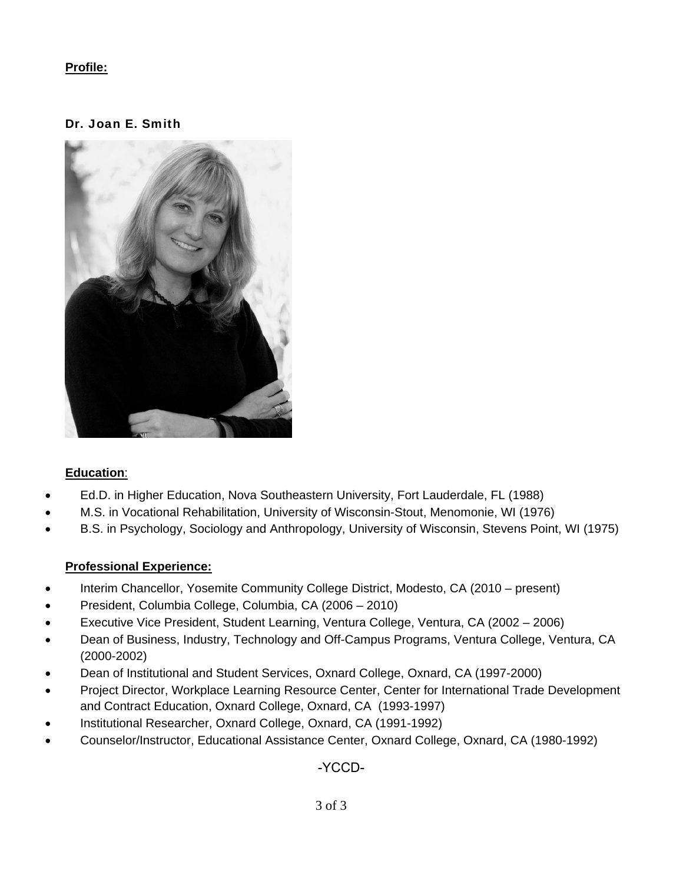**Profile:**

**Dr. Joan E. Smith**

**Education**:

- Ed.D. in Higher Education, Nova Southeastern University, Fort Lauderdale, FL (1988)
- M.S. in Vocational Rehabilitation, University of Wisconsin-Stout, Menomonie, WI (1976)
- B.S. in Psychology, Sociology and Anthropology, University of Wisconsin, Stevens Point, WI (1975)

**Professional Experience:**

- Interim Chancellor, Yosemite Community College District, Modesto, CA (2010 – present)
- President, Columbia College, Columbia, CA (2006 – 2010)
- Executive Vice President, Student Learning, Ventura College, Ventura, CA (2002 – 2006)
- Dean of Business, Industry, Technology and Off-Campus Programs, Ventura College, Ventura, CA (2000-2002)
- Dean of Institutional and Student Services, Oxnard College, Oxnard, CA (1997-2000)
- Project Director, Workplace Learning Resource Center, Center for International Trade Development and Contract Education, Oxnard College, Oxnard, CA (1993-1997)
- Institutional Researcher, Oxnard College, Oxnard, CA (1991-1992)
- Counselor/Instructor, Educational Assistance Center, Oxnard College, Oxnard, CA (1980-1992)

-YCCD-